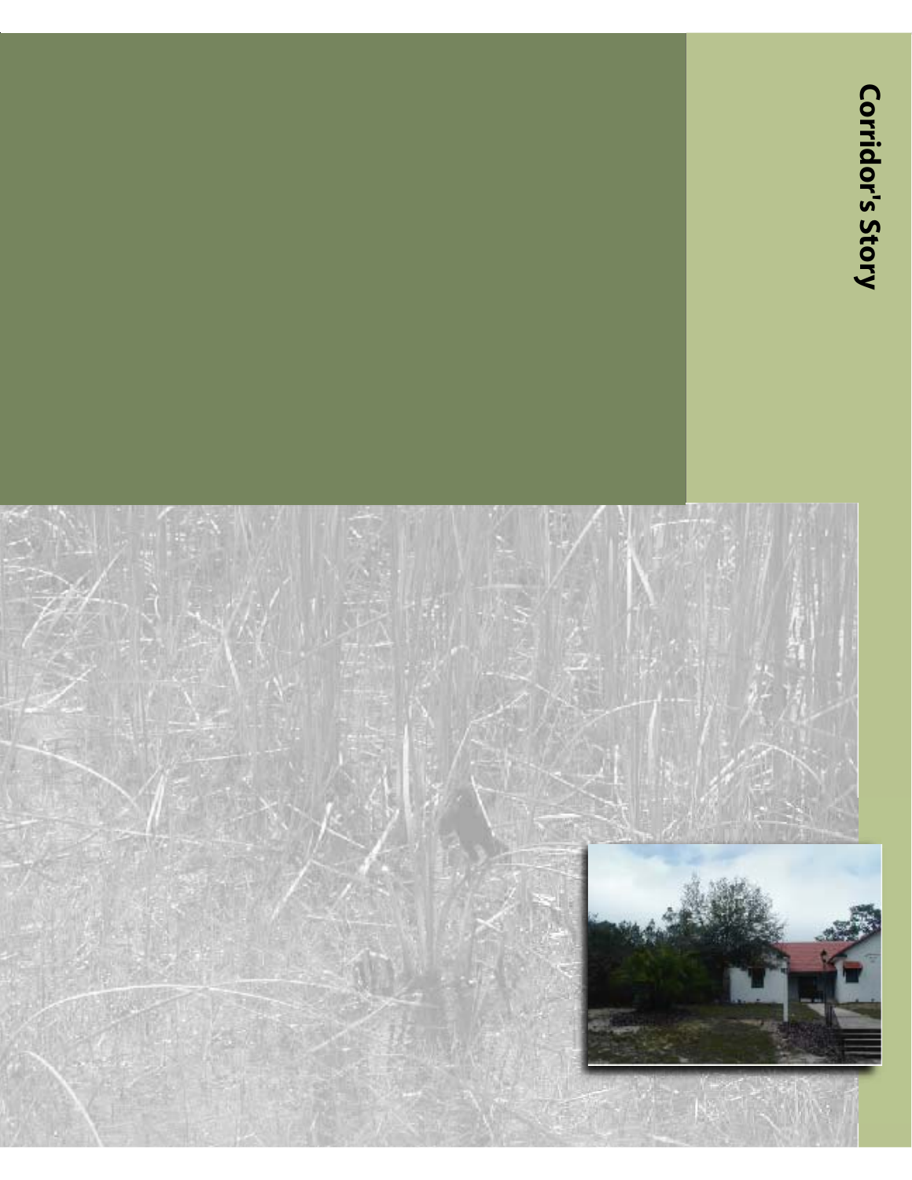# Corridor's Story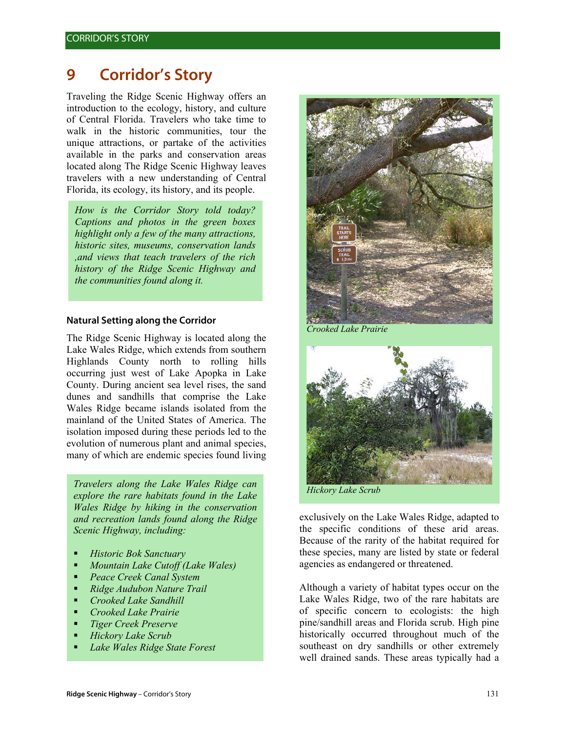# 9 Corridor's Story

Traveling the Ridge Scenic Highway offers an introduction to the ecology, history, and culture of Central Florida. Travelers who take time to walk in the historic communities, tour the unique attractions, or partake of the activities available in the parks and conservation areas located along The Ridge Scenic Highway leaves travelers with a new understanding of Central Florida, its ecology, its history, and its people.

*How is the Corridor Story told today? Captions and photos in the green boxes highlight only a few of the many attractions, historic sites, museums, conservation lands ,and views that teach travelers of the rich history of the Ridge Scenic Highway and the communities found along it.*

### Natural Setting along the Corridor

The Ridge Scenic Highway is located along the Lake Wales Ridge, which extends from southern Highlands County north to rolling hills occurring just west of Lake Apopka in Lake County. During ancient sea level rises, the sand dunes and sandhills that comprise the Lake Wales Ridge became islands isolated from the mainland of the United States of America. The isolation imposed during these periods led to the evolution of numerous plant and animal species, many of which are endemic species found living exclusively on the Lake Wales Ridge, adapted to the specific conditions of these arid areas. Because of the rarity of the habitat required for these species, many are listed by state or federal agencies as endangered or threatened.

*Travelers along the Lake Wales Ridge can explore the rare habitats found in the Lake Wales Ridge by hiking in the conservation and recreation lands found along the Ridge Scenic Highway, including:*

- *Historic Bok Sanctuary*
- *Mountain Lake Cutoff (Lake Wales)*
- *Peace Creek Canal System*
- *Ridge Audubon Nature Trail*
- *Crooked Lake Sandhill*
- *Crooked Lake Prairie*
- *Tiger Creek Preserve*
- *Hickory Lake Scrub*
- *Lake Wales Ridge State Forest*

*Crooked Lake Prairie*

*Hickory Lake Scrub*

Although a variety of habitat types occur on the Lake Wales Ridge, two of the rare habitats are of specific concern to ecologists: the high pine/sandhill areas and Florida scrub. High pine historically occurred throughout much of the southeast on dry sandhills or other extremely well drained sands. These areas typically had a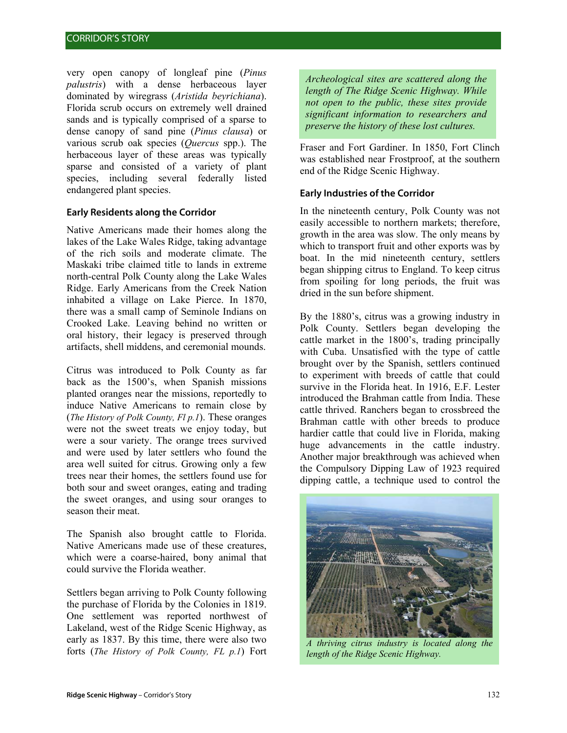very open canopy of longleaf pine (*Pinus palustris*) with a dense herbaceous layer dominated by wiregrass (*Aristida beyrichiana*). Florida scrub occurs on extremely well drained sands and is typically comprised of a sparse to dense canopy of sand pine (*Pinus clausa*) or various scrub oak species (*Quercus* spp.). The herbaceous layer of these areas was typically sparse and consisted of a variety of plant species, including several federally listed endangered plant species.

### Early Residents along the Corridor

Native Americans made their homes along the lakes of the Lake Wales Ridge, taking advantage of the rich soils and moderate climate. The Maskaki tribe claimed title to lands in extreme north-central Polk County along the Lake Wales Ridge. Early Americans from the Creek Nation inhabited a village on Lake Pierce. In 1870, there was a small camp of Seminole Indians on Crooked Lake. Leaving behind no written or oral history, their legacy is preserved through artifacts, shell middens, and ceremonial mounds.

Citrus was introduced to Polk County as far back as the 1500's, when Spanish missions planted oranges near the missions, reportedly to induce Native Americans to remain close by (*The History of Polk County, Fl p.1*). These oranges were not the sweet treats we enjoy today, but were a sour variety. The orange trees survived and were used by later settlers who found the area well suited for citrus. Growing only a few trees near their homes, the settlers found use for both sour and sweet oranges, eating and trading the sweet oranges, and using sour oranges to season their meat.

The Spanish also brought cattle to Florida. Native Americans made use of these creatures, which were a coarse-haired, bony animal that could survive the Florida weather.

Settlers began arriving to Polk County following the purchase of Florida by the Colonies in 1819. One settlement was reported northwest of Lakeland, west of the Ridge Scenic Highway, as early as 1837. By this time, there were also two forts (*The History of Polk County, FL p.1*) Fort Fraser and Fort Gardiner. In 1850, Fort Clinch was established near Frostproof, at the southern end of the Ridge Scenic Highway.

*Archeological sites are scattered along the length of The Ridge Scenic Highway. While not open to the public, these sites provide significant information to researchers and preserve the history of these lost cultures.*

### Early Industries of the Corridor

In the nineteenth century, Polk County was not easily accessible to northern markets; therefore, growth in the area was slow. The only means by which to transport fruit and other exports was by boat. In the mid nineteenth century, settlers began shipping citrus to England. To keep citrus from spoiling for long periods, the fruit was dried in the sun before shipment.

By the 1880's, citrus was a growing industry in Polk County. Settlers began developing the cattle market in the 1800's, trading principally with Cuba. Unsatisfied with the type of cattle brought over by the Spanish, settlers continued to experiment with breeds of cattle that could survive in the Florida heat. In 1916, E.F. Lester introduced the Brahman cattle from India. These cattle thrived. Ranchers began to crossbreed the Brahman cattle with other breeds to produce hardier cattle that could live in Florida, making huge advancements in the cattle industry. Another major breakthrough was achieved when the Compulsory Dipping Law of 1923 required dipping cattle, a technique used to control the

*A thriving citrus industry is located along the length of the Ridge Scenic Highway.*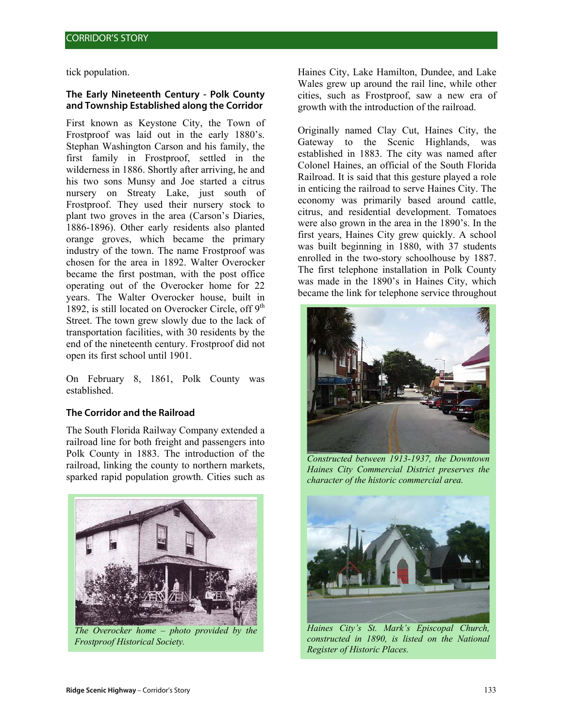tick population.

### The Early Nineteenth Century - Polk County and Township Established along the Corridor

First known as Keystone City, the Town of Frostproof was laid out in the early 1880's. Stephan Washington Carson and his family, the first family in Frostproof, settled in the wilderness in 1886. Shortly after arriving, he and his two sons Munsy and Joe started a citrus nursery on Streaty Lake, just south of Frostproof. They used their nursery stock to plant two groves in the area (Carson's Diaries, 1886-1896). Other early residents also planted orange groves, which became the primary industry of the town. The name Frostproof was chosen for the area in 1892. Walter Overocker became the first postman, with the post office operating out of the Overocker home for 22 years. The Walter Overocker house, built in 1892, is still located on Overocker Circle, off 9th Street. The town grew slowly due to the lack of transportation facilities, with 30 residents by the end of the nineteenth century. Frostproof did not open its first school until 1901.

On February 8, 1861, Polk County was established.

### The Corridor and the Railroad

The South Florida Railway Company extended a railroad line for both freight and passengers into Polk County in 1883. The introduction of the railroad, linking the county to northern markets, sparked rapid population growth. Cities such as Haines City, Lake Hamilton, Dundee, and Lake Wales grew up around the rail line, while other cities, such as Frostproof, saw a new era of growth with the introduction of the railroad.

*The Overocker home – photo provided by the Frostproof Historical Society.*

Originally named Clay Cut, Haines City, the Gateway to the Scenic Highlands, was established in 1883. The city was named after Colonel Haines, an official of the South Florida Railroad. It is said that this gesture played a role in enticing the railroad to serve Haines City. The economy was primarily based around cattle, citrus, and residential development. Tomatoes were also grown in the area in the 1890's. In the first years, Haines City grew quickly. A school was built beginning in 1880, with 37 students enrolled in the two-story schoolhouse by 1887. The first telephone installation in Polk County was made in the 1890's in Haines City, which became the link for telephone service throughout

*Constructed between 1913-1937, the Downtown Haines City Commercial District preserves the character of the historic commercial area.*

*Haines City's St. Mark's Episcopal Church, constructed in 1890, is listed on the National Register of Historic Places.*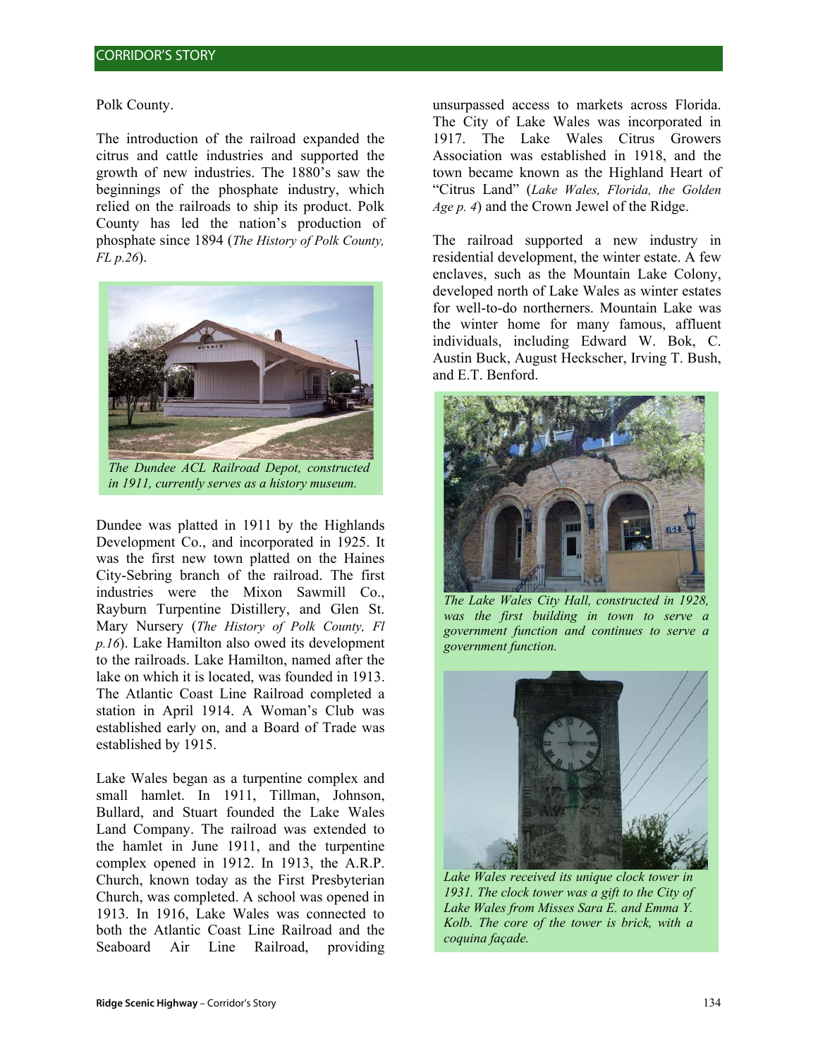Polk County.

The introduction of the railroad expanded the citrus and cattle industries and supported the growth of new industries. The 1880's saw the beginnings of the phosphate industry, which relied on the railroads to ship its product. Polk County has led the nation's production of phosphate since 1894 (*The History of Polk County, FL p.26*).

*The Dundee ACL Railroad Depot, constructed in 1911, currently serves as a history museum.*

Dundee was platted in 1911 by the Highlands Development Co., and incorporated in 1925. It was the first new town platted on the Haines City-Sebring branch of the railroad. The first industries were the Mixon Sawmill Co., Rayburn Turpentine Distillery, and Glen St. Mary Nursery (*The History of Polk County, Fl p.16*). Lake Hamilton also owed its development to the railroads. Lake Hamilton, named after the lake on which it is located, was founded in 1913. The Atlantic Coast Line Railroad completed a station in April 1914. A Woman's Club was established early on, and a Board of Trade was established by 1915.

Lake Wales began as a turpentine complex and small hamlet. In 1911, Tillman, Johnson, Bullard, and Stuart founded the Lake Wales Land Company. The railroad was extended to the hamlet in June 1911, and the turpentine complex opened in 1912. In 1913, the A.R.P. Church, known today as the First Presbyterian Church, was completed. A school was opened in 1913. In 1916, Lake Wales was connected to both the Atlantic Coast Line Railroad and the Seaboard Air Line Railroad, providing unsurpassed access to markets across Florida. The City of Lake Wales was incorporated in 1917. The Lake Wales Citrus Growers Association was established in 1918, and the town became known as the Highland Heart of "Citrus Land" (*Lake Wales, Florida, the Golden Age p. 4*) and the Crown Jewel of the Ridge.

The railroad supported a new industry in residential development, the winter estate. A few enclaves, such as the Mountain Lake Colony, developed north of Lake Wales as winter estates for well-to-do northerners. Mountain Lake was the winter home for many famous, affluent individuals, including Edward W. Bok, C. Austin Buck, August Heckscher, Irving T. Bush, and E.T. Benford.

*The Lake Wales City Hall, constructed in 1928, was the first building in town to serve a government function and continues to serve a government function.*

*Lake Wales received its unique clock tower in 1931. The clock tower was a gift to the City of Lake Wales from Misses Sara E. and Emma Y. Kolb. The core of the tower is brick, with a coquina façade.*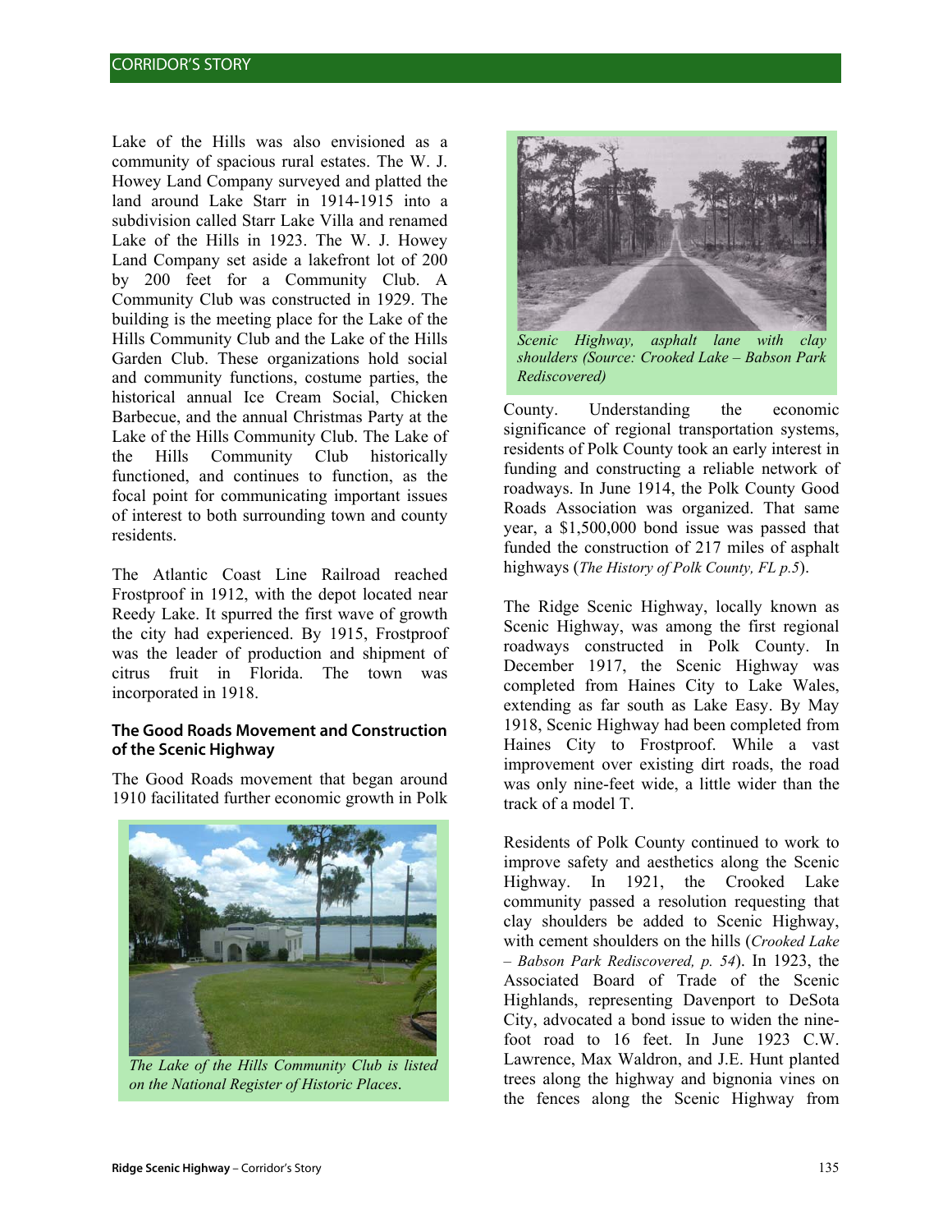Lake of the Hills was also envisioned as a community of spacious rural estates. The W. J. Howey Land Company surveyed and platted the land around Lake Starr in 1914-1915 into a subdivision called Starr Lake Villa and renamed Lake of the Hills in 1923. The W. J. Howey Land Company set aside a lakefront lot of 200 by 200 feet for a Community Club. A Community Club was constructed in 1929. The building is the meeting place for the Lake of the Hills Community Club and the Lake of the Hills Garden Club. These organizations hold social and community functions, costume parties, the historical annual Ice Cream Social, Chicken Barbecue, and the annual Christmas Party at the Lake of the Hills Community Club. The Lake of the Hills Community Club historically functioned, and continues to function, as the focal point for communicating important issues of interest to both surrounding town and county residents.

The Atlantic Coast Line Railroad reached Frostproof in 1912, with the depot located near Reedy Lake. It spurred the first wave of growth the city had experienced. By 1915, Frostproof was the leader of production and shipment of citrus fruit in Florida. The town was incorporated in 1918.

### The Good Roads Movement and Construction of the Scenic Highway

The Good Roads movement that began around 1910 facilitated further economic growth in Polk County. Understanding the economic significance of regional transportation systems, residents of Polk County took an early interest in funding and constructing a reliable network of roadways. In June 1914, the Polk County Good Roads Association was organized. That same year, a $1,500,000 bond issue was passed that funded the construction of 217 miles of asphalt highways (*The History of Polk County, FL p.5*).

*The Lake of the Hills Community Club is listed on the National Register of Historic Places.*

*Scenic Highway, asphalt lane with clay shoulders (Source: Crooked Lake – Babson Park Rediscovered)*

The Ridge Scenic Highway, locally known as Scenic Highway, was among the first regional roadways constructed in Polk County. In December 1917, the Scenic Highway was completed from Haines City to Lake Wales, extending as far south as Lake Easy. By May 1918, Scenic Highway had been completed from Haines City to Frostproof. While a vast improvement over existing dirt roads, the road was only nine-feet wide, a little wider than the track of a model T.

Residents of Polk County continued to work to improve safety and aesthetics along the Scenic Highway. In 1921, the Crooked Lake community passed a resolution requesting that clay shoulders be added to Scenic Highway, with cement shoulders on the hills (*Crooked Lake – Babson Park Rediscovered, p. 54*). In 1923, the Associated Board of Trade of the Scenic Highlands, representing Davenport to DeSota City, advocated a bond issue to widen the nine-foot road to 16 feet. In June 1923 C.W. Lawrence, Max Waldron, and J.E. Hunt planted trees along the highway and bignonia vines on the fences along the Scenic Highway from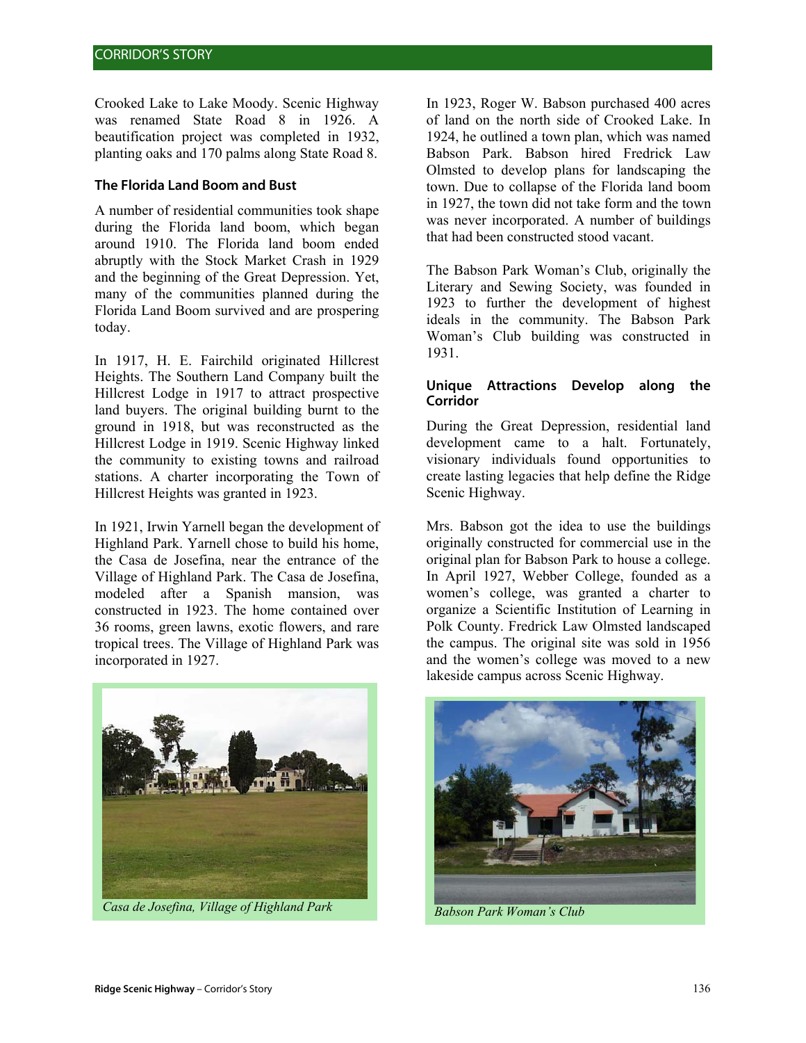Crooked Lake to Lake Moody. Scenic Highway was renamed State Road 8 in 1926. A beautification project was completed in 1932, planting oaks and 170 palms along State Road 8.

### The Florida Land Boom and Bust

A number of residential communities took shape during the Florida land boom, which began around 1910. The Florida land boom ended abruptly with the Stock Market Crash in 1929 and the beginning of the Great Depression. Yet, many of the communities planned during the Florida Land Boom survived and are prospering today.

In 1917, H. E. Fairchild originated Hillcrest Heights. The Southern Land Company built the Hillcrest Lodge in 1917 to attract prospective land buyers. The original building burnt to the ground in 1918, but was reconstructed as the Hillcrest Lodge in 1919. Scenic Highway linked the community to existing towns and railroad stations. A charter incorporating the Town of Hillcrest Heights was granted in 1923.

In 1921, Irwin Yarnell began the development of Highland Park. Yarnell chose to build his home, the Casa de Josefina, near the entrance of the Village of Highland Park. The Casa de Josefina, modeled after a Spanish mansion, was constructed in 1923. The home contained over 36 rooms, green lawns, exotic flowers, and rare tropical trees. The Village of Highland Park was incorporated in 1927.

*Casa de Josefina, Village of Highland Park*

In 1923, Roger W. Babson purchased 400 acres of land on the north side of Crooked Lake. In 1924, he outlined a town plan, which was named Babson Park. Babson hired Fredrick Law Olmsted to develop plans for landscaping the town. Due to collapse of the Florida land boom in 1927, the town did not take form and the town was never incorporated. A number of buildings that had been constructed stood vacant.

The Babson Park Woman's Club, originally the Literary and Sewing Society, was founded in 1923 to further the development of highest ideals in the community. The Babson Park Woman's Club building was constructed in 1931.

### Unique Attractions Develop along the Corridor

During the Great Depression, residential land development came to a halt. Fortunately, visionary individuals found opportunities to create lasting legacies that help define the Ridge Scenic Highway.

Mrs. Babson got the idea to use the buildings originally constructed for commercial use in the original plan for Babson Park to house a college. In April 1927, Webber College, founded as a women's college, was granted a charter to organize a Scientific Institution of Learning in Polk County. Fredrick Law Olmsted landscaped the campus. The original site was sold in 1956 and the women's college was moved to a new lakeside campus across Scenic Highway.

*Babson Park Woman's Club*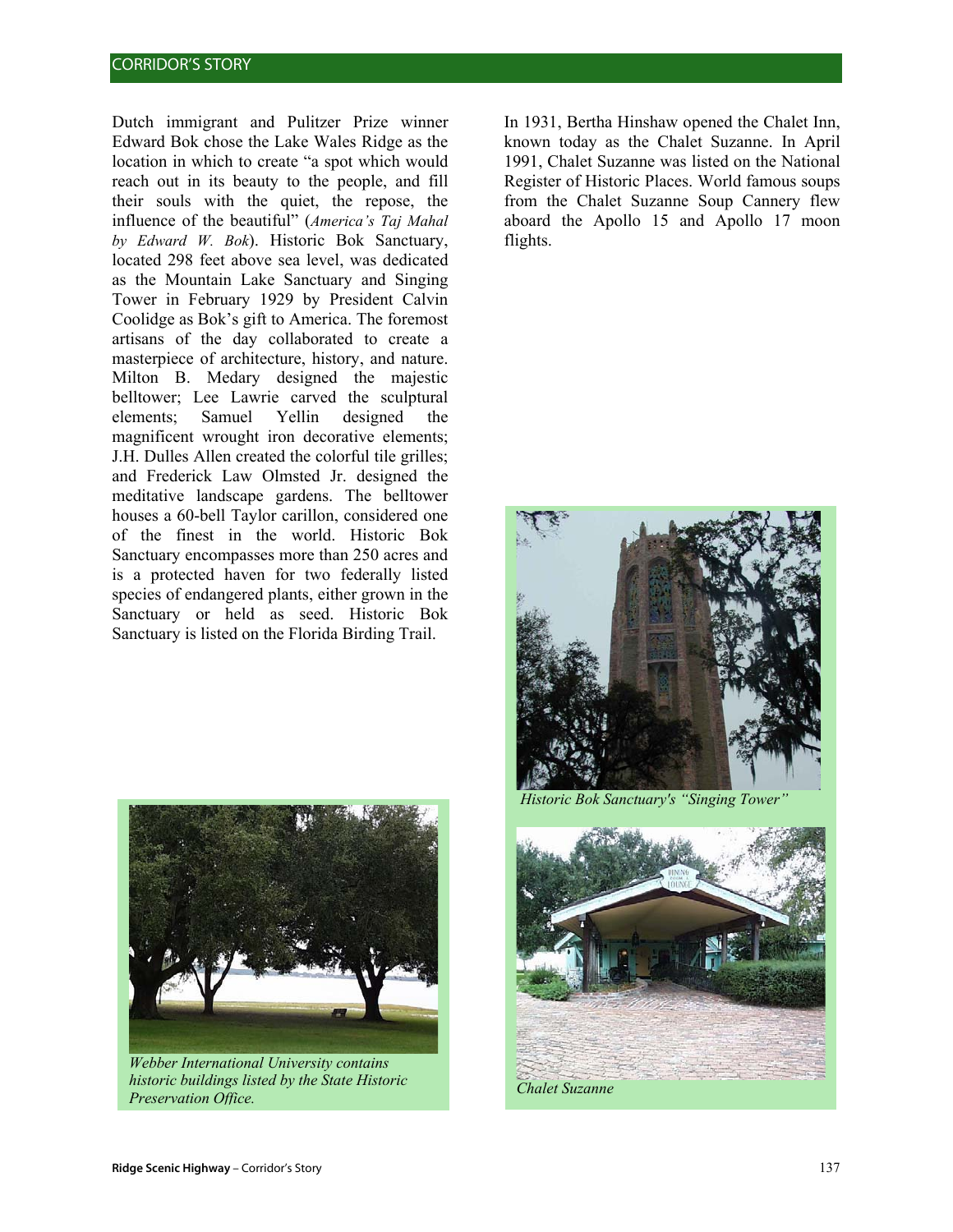## CORRIDOR'S STORY

Dutch immigrant and Pulitzer Prize winner Edward Bok chose the Lake Wales Ridge as the location in which to create "a spot which would reach out in its beauty to the people, and fill their souls with the quiet, the repose, the influence of the beautiful" (*America's Taj Mahal by Edward W. Bok*). Historic Bok Sanctuary, located 298 feet above sea level, was dedicated as the Mountain Lake Sanctuary and Singing Tower in February 1929 by President Calvin Coolidge as Bok's gift to America. The foremost artisans of the day collaborated to create a masterpiece of architecture, history, and nature. Milton B. Medary designed the majestic belltower; Lee Lawrie carved the sculptural elements; Samuel Yellin designed the magnificent wrought iron decorative elements; J.H. Dulles Allen created the colorful tile grilles; and Frederick Law Olmsted Jr. designed the meditative landscape gardens. The belltower houses a 60-bell Taylor carillon, considered one of the finest in the world. Historic Bok Sanctuary encompasses more than 250 acres and is a protected haven for two federally listed species of endangered plants, either grown in the Sanctuary or held as seed. Historic Bok Sanctuary is listed on the Florida Birding Trail.

In 1931, Bertha Hinshaw opened the Chalet Inn, known today as the Chalet Suzanne. In April 1991, Chalet Suzanne was listed on the National Register of Historic Places. World famous soups from the Chalet Suzanne Soup Cannery flew aboard the Apollo 15 and Apollo 17 moon flights.

*Historic Bok Sanctuary's "Singing Tower"*

*Webber International University contains historic buildings listed by the State Historic Preservation Office.*

*Chalet Suzanne*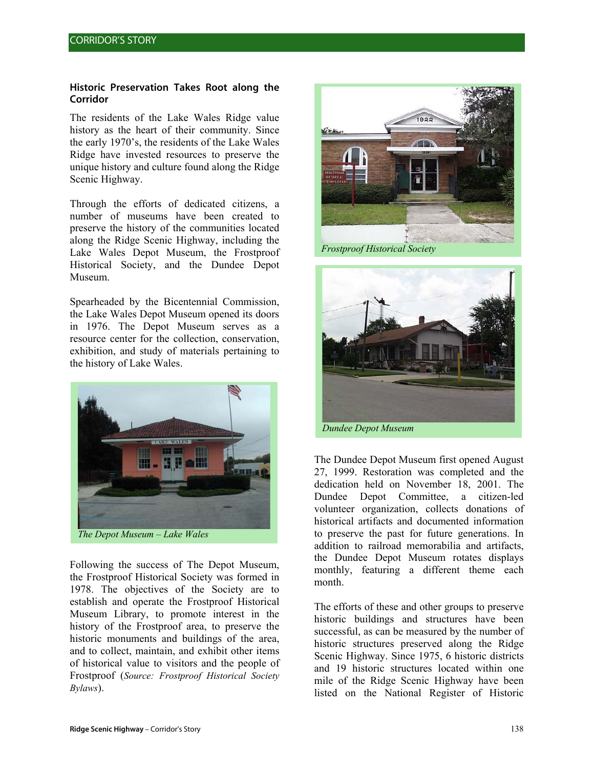### Historic Preservation Takes Root along the Corridor

The residents of the Lake Wales Ridge value history as the heart of their community. Since the early 1970's, the residents of the Lake Wales Ridge have invested resources to preserve the unique history and culture found along the Ridge Scenic Highway.

Through the efforts of dedicated citizens, a number of museums have been created to preserve the history of the communities located along the Ridge Scenic Highway, including the Lake Wales Depot Museum, the Frostproof Historical Society, and the Dundee Depot Museum.

Spearheaded by the Bicentennial Commission, the Lake Wales Depot Museum opened its doors in 1976. The Depot Museum serves as a resource center for the collection, conservation, exhibition, and study of materials pertaining to the history of Lake Wales.

*The Depot Museum – Lake Wales*

Following the success of The Depot Museum, the Frostproof Historical Society was formed in 1978. The objectives of the Society are to establish and operate the Frostproof Historical Museum Library, to promote interest in the history of the Frostproof area, to preserve the historic monuments and buildings of the area, and to collect, maintain, and exhibit other items of historical value to visitors and the people of Frostproof (*Source: Frostproof Historical Society Bylaws*).

*Frostproof Historical Society*

*Dundee Depot Museum*

The Dundee Depot Museum first opened August 27, 1999. Restoration was completed and the dedication held on November 18, 2001. The Dundee Depot Committee, a citizen-led volunteer organization, collects donations of historical artifacts and documented information to preserve the past for future generations. In addition to railroad memorabilia and artifacts, the Dundee Depot Museum rotates displays monthly, featuring a different theme each month.

The efforts of these and other groups to preserve historic buildings and structures have been successful, as can be measured by the number of historic structures preserved along the Ridge Scenic Highway. Since 1975, 6 historic districts and 19 historic structures located within one mile of the Ridge Scenic Highway have been listed on the National Register of Historic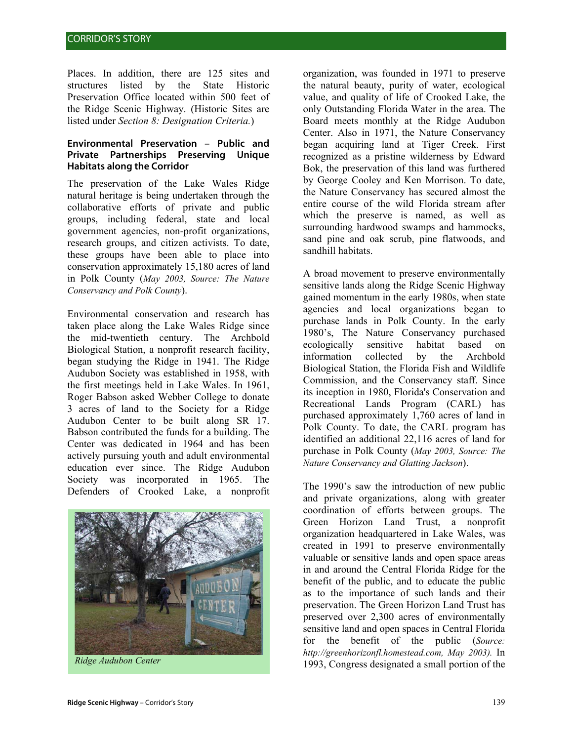Places. In addition, there are 125 sites and structures listed by the State Historic Preservation Office located within 500 feet of the Ridge Scenic Highway. (Historic Sites are listed under *Section 8: Designation Criteria.*)

#### Environmental Preservation – Public and Private Partnerships Preserving Unique Habitats along the Corridor

The preservation of the Lake Wales Ridge natural heritage is being undertaken through the collaborative efforts of private and public groups, including federal, state and local government agencies, non-profit organizations, research groups, and citizen activists. To date, these groups have been able to place into conservation approximately 15,180 acres of land in Polk County (*May 2003, Source: The Nature Conservancy and Polk County*).

Environmental conservation and research has taken place along the Lake Wales Ridge since the mid-twentieth century. The Archbold Biological Station, a nonprofit research facility, began studying the Ridge in 1941. The Ridge Audubon Society was established in 1958, with the first meetings held in Lake Wales. In 1961, Roger Babson asked Webber College to donate 3 acres of land to the Society for a Ridge Audubon Center to be built along SR 17. Babson contributed the funds for a building. The Center was dedicated in 1964 and has been actively pursuing youth and adult environmental education ever since. The Ridge Audubon Society was incorporated in 1965. The Defenders of Crooked Lake, a nonprofit organization, was founded in 1971 to preserve the natural beauty, purity of water, ecological value, and quality of life of Crooked Lake, the only Outstanding Florida Water in the area. The Board meets monthly at the Ridge Audubon Center. Also in 1971, the Nature Conservancy began acquiring land at Tiger Creek. First recognized as a pristine wilderness by Edward Bok, the preservation of this land was furthered by George Cooley and Ken Morrison. To date, the Nature Conservancy has secured almost the entire course of the wild Florida stream after which the preserve is named, as well as surrounding hardwood swamps and hammocks, sand pine and oak scrub, pine flatwoods, and sandhill habitats.

*Ridge Audubon Center*

A broad movement to preserve environmentally sensitive lands along the Ridge Scenic Highway gained momentum in the early 1980s, when state agencies and local organizations began to purchase lands in Polk County. In the early 1980's, The Nature Conservancy purchased ecologically sensitive habitat based on information collected by the Archbold Biological Station, the Florida Fish and Wildlife Commission, and the Conservancy staff. Since its inception in 1980, Florida's Conservation and Recreational Lands Program (CARL) has purchased approximately 1,760 acres of land in Polk County. To date, the CARL program has identified an additional 22,116 acres of land for purchase in Polk County (*May 2003, Source: The Nature Conservancy and Glatting Jackson*).

The 1990's saw the introduction of new public and private organizations, along with greater coordination of efforts between groups. The Green Horizon Land Trust, a nonprofit organization headquartered in Lake Wales, was created in 1991 to preserve environmentally valuable or sensitive lands and open space areas in and around the Central Florida Ridge for the benefit of the public, and to educate the public as to the importance of such lands and their preservation. The Green Horizon Land Trust has preserved over 2,300 acres of environmentally sensitive land and open spaces in Central Florida for the benefit of the public (*Source: http://greenhorizonfl.homestead.com, May 2003).* In 1993, Congress designated a small portion of the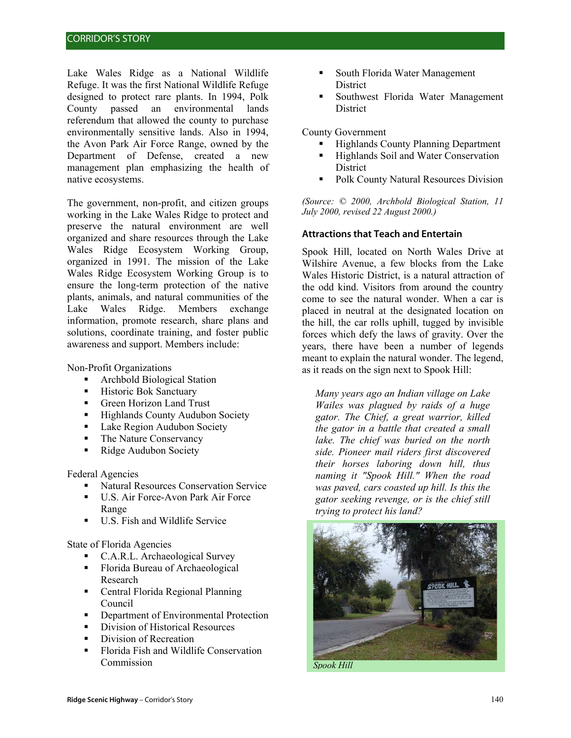Lake Wales Ridge as a National Wildlife Refuge. It was the first National Wildlife Refuge designed to protect rare plants. In 1994, Polk County passed an environmental lands referendum that allowed the county to purchase environmentally sensitive lands. Also in 1994, the Avon Park Air Force Range, owned by the Department of Defense, created a new management plan emphasizing the health of native ecosystems.

The government, non-profit, and citizen groups working in the Lake Wales Ridge to protect and preserve the natural environment are well organized and share resources through the Lake Wales Ridge Ecosystem Working Group, organized in 1991. The mission of the Lake Wales Ridge Ecosystem Working Group is to ensure the long-term protection of the native plants, animals, and natural communities of the Lake Wales Ridge. Members exchange information, promote research, share plans and solutions, coordinate training, and foster public awareness and support. Members include:

Non-Profit Organizations

- Archbold Biological Station
- Historic Bok Sanctuary
- Green Horizon Land Trust
- Highlands County Audubon Society
- Lake Region Audubon Society
- The Nature Conservancy
- Ridge Audubon Society

Federal Agencies

- Natural Resources Conservation Service
- U.S. Air Force-Avon Park Air Force Range
- U.S. Fish and Wildlife Service

State of Florida Agencies

- C.A.R.L. Archaeological Survey
- Florida Bureau of Archaeological Research
- Central Florida Regional Planning Council
- Department of Environmental Protection
- Division of Historical Resources
- Division of Recreation
- Florida Fish and Wildlife Conservation Commission
- South Florida Water Management District
- Southwest Florida Water Management District

County Government

- Highlands County Planning Department
- Highlands Soil and Water Conservation District
- Polk County Natural Resources Division

*(Source: © 2000, Archbold Biological Station, 11 July 2000, revised 22 August 2000.)*

### Attractions that Teach and Entertain

Spook Hill, located on North Wales Drive at Wilshire Avenue, a few blocks from the Lake Wales Historic District, is a natural attraction of the odd kind. Visitors from around the country come to see the natural wonder. When a car is placed in neutral at the designated location on the hill, the car rolls uphill, tugged by invisible forces which defy the laws of gravity. Over the years, there have been a number of legends meant to explain the natural wonder. The legend, as it reads on the sign next to Spook Hill:

> *Many years ago an Indian village on Lake Wailes was plagued by raids of a huge gator. The Chief, a great warrior, killed the gator in a battle that created a small lake. The chief was buried on the north side. Pioneer mail riders first discovered their horses laboring down hill, thus naming it "Spook Hill." When the road was paved, cars coasted up hill. Is this the gator seeking revenge, or is the chief still trying to protect his land?*

*Spook Hill*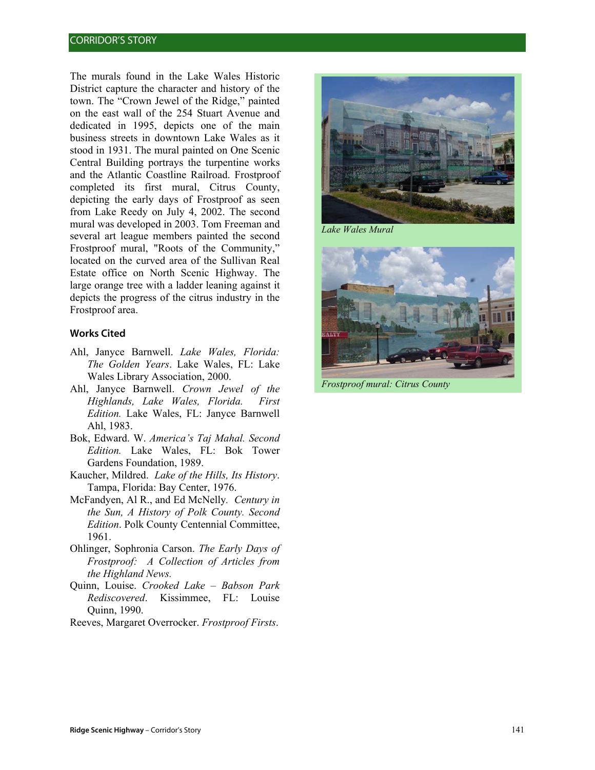The murals found in the Lake Wales Historic District capture the character and history of the town. The "Crown Jewel of the Ridge," painted on the east wall of the 254 Stuart Avenue and dedicated in 1995, depicts one of the main business streets in downtown Lake Wales as it stood in 1931. The mural painted on One Scenic Central Building portrays the turpentine works and the Atlantic Coastline Railroad. Frostproof completed its first mural, Citrus County, depicting the early days of Frostproof as seen from Lake Reedy on July 4, 2002. The second mural was developed in 2003. Tom Freeman and several art league members painted the second Frostproof mural, "Roots of the Community," located on the curved area of the Sullivan Real Estate office on North Scenic Highway. The large orange tree with a ladder leaning against it depicts the progress of the citrus industry in the Frostproof area.

*Lake Wales Mural*

*Frostproof mural: Citrus County*

### Works Cited

Ahl, Janyce Barnwell. *Lake Wales, Florida: The Golden Years*. Lake Wales, FL: Lake Wales Library Association, 2000.

Ahl, Janyce Barnwell. *Crown Jewel of the Highlands, Lake Wales, Florida. First Edition.* Lake Wales, FL: Janyce Barnwell Ahl, 1983.

Bok, Edward. W. *America's Taj Mahal. Second Edition.* Lake Wales, FL: Bok Tower Gardens Foundation, 1989.

Kaucher, Mildred. *Lake of the Hills, Its History*. Tampa, Florida: Bay Center, 1976.

McFandyen, Al R., and Ed McNelly. *Century in the Sun, A History of Polk County. Second Edition*. Polk County Centennial Committee, 1961.

Ohlinger, Sophronia Carson. *The Early Days of Frostproof: A Collection of Articles from the Highland News.*

Quinn, Louise. *Crooked Lake – Babson Park Rediscovered*. Kissimmee, FL: Louise Quinn, 1990.

Reeves, Margaret Overrocker. *Frostproof Firsts*.